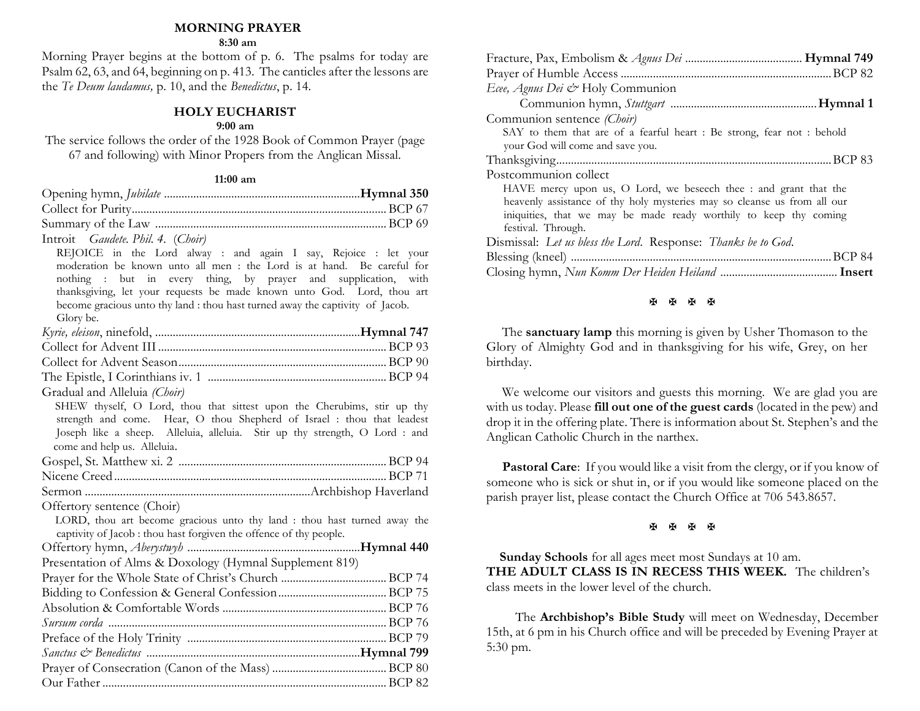## MORNING PRAYER

**8:30 am**

Morning Prayer begins at the bottom of p. 6. The psalms for today are Psalm 62, 63, and 64, beginning on p. 413. The canticles after the lessons are the *Te Deum laudamus,* p. 10, and the *Benedictus*, p. 14.

## HOLY EUCHARIST

**9:00 am**

The service follows the order of the 1928 Book of Common Prayer (page 67 and following) with Minor Propers from the Anglican Missal.

**11:00 am**

Opening hymn, *Jubilate* .................................................................. **Hymnal 350**
Collect for Purity.................................................................................... BCP 67
Summary of the Law ............................................................................... BCP 69
Introit *Gaudete. Phil. 4. (Choir)*

REJOICE in the Lord alway : and again I say, Rejoice : let your moderation be known unto all men : the Lord is at hand. Be careful for nothing : but in every thing, by prayer and supplication, with thanksgiving, let your requests be made known unto God. Lord, thou art become gracious unto thy land : thou hast turned away the captivity of Jacob. Glory be.

*Kyrie, eleison*, ninefold, ..................................................................... **Hymnal 747**
Collect for Advent III ............................................................................. BCP 93
Collect for Advent Season....................................................................... BCP 90
The Epistle, I Corinthians iv. 1 ............................................................. BCP 94
Gradual and Alleluia *(Choir)*

SHEW thyself, O Lord, thou that sittest upon the Cherubims, stir up thy strength and come. Hear, O thou Shepherd of Israel : thou that leadest Joseph like a sheep. Alleluia, alleluia. Stir up thy strength, O Lord : and come and help us. Alleluia.

Gospel, St. Matthew xi. 2 ....................................................................... BCP 94
Nicene Creed ............................................................................................ BCP 71
Sermon ............................................................................. Archbishop Haverland
Offertory sentence (Choir)

LORD, thou art become gracious unto thy land : thou hast turned away the captivity of Jacob : thou hast forgiven the offence of thy people.

Offertory hymn, *Aberystwyh* ........................................................... **Hymnal 440**
Presentation of Alms & Doxology (Hymnal Supplement 819)
Prayer for the Whole State of Christ's Church .................................... BCP 74
Bidding to Confession & General Confession ..................................... BCP 75
Absolution & Comfortable Words ........................................................ BCP 76
*Sursum corda* .......................................................................................... BCP 76
Preface of the Holy Trinity .................................................................... BCP 79
*Sanctus & Benedictus* ........................................................................ **Hymnal 799**
Prayer of Consecration (Canon of the Mass) ....................................... BCP 80
Our Father ................................................................................................ BCP 82
Fracture, Pax, Embolism & *Agnus Dei* ........................................ **Hymnal 749**
Prayer of Humble Access ....................................................................... BCP 82
*Ecce, Agnus Dei &* Holy Communion

Communion hymn, *Stuttgart* ................................................... **Hymnal 1**

Communion sentence *(Choir)*

SAY to them that are of a fearful heart : Be strong, fear not : behold your God will come and save you.

Thanksgiving............................................................................................. BCP 83
Postcommunion collect

HAVE mercy upon us, O Lord, we beseech thee : and grant that the heavenly assistance of thy holy mysteries may so cleanse us from all our iniquities, that we may be made ready worthily to keep thy coming festival. Through.

Dismissal: *Let us bless the Lord*. Response: *Thanks be to God*.
Blessing (kneel) ........................................................................................ BCP 84
Closing hymn, *Nun Komm Der Heiden Heiland* ........................................ **Insert**

✠ ✠ ✠ ✠

The **sanctuary lamp** this morning is given by Usher Thomason to the Glory of Almighty God and in thanksgiving for his wife, Grey, on her birthday.

We welcome our visitors and guests this morning. We are glad you are with us today. Please **fill out one of the guest cards** (located in the pew) and drop it in the offering plate. There is information about St. Stephen's and the Anglican Catholic Church in the narthex.

**Pastoral Care**: If you would like a visit from the clergy, or if you know of someone who is sick or shut in, or if you would like someone placed on the parish prayer list, please contact the Church Office at 706 543.8657.

✠ ✠ ✠ ✠

**Sunday Schools** for all ages meet most Sundays at 10 am.
**THE ADULT CLASS IS IN RECESS THIS WEEK.** The children's class meets in the lower level of the church.

The **Archbishop's Bible Study** will meet on Wednesday, December 15th, at 6 pm in his Church office and will be preceded by Evening Prayer at 5:30 pm.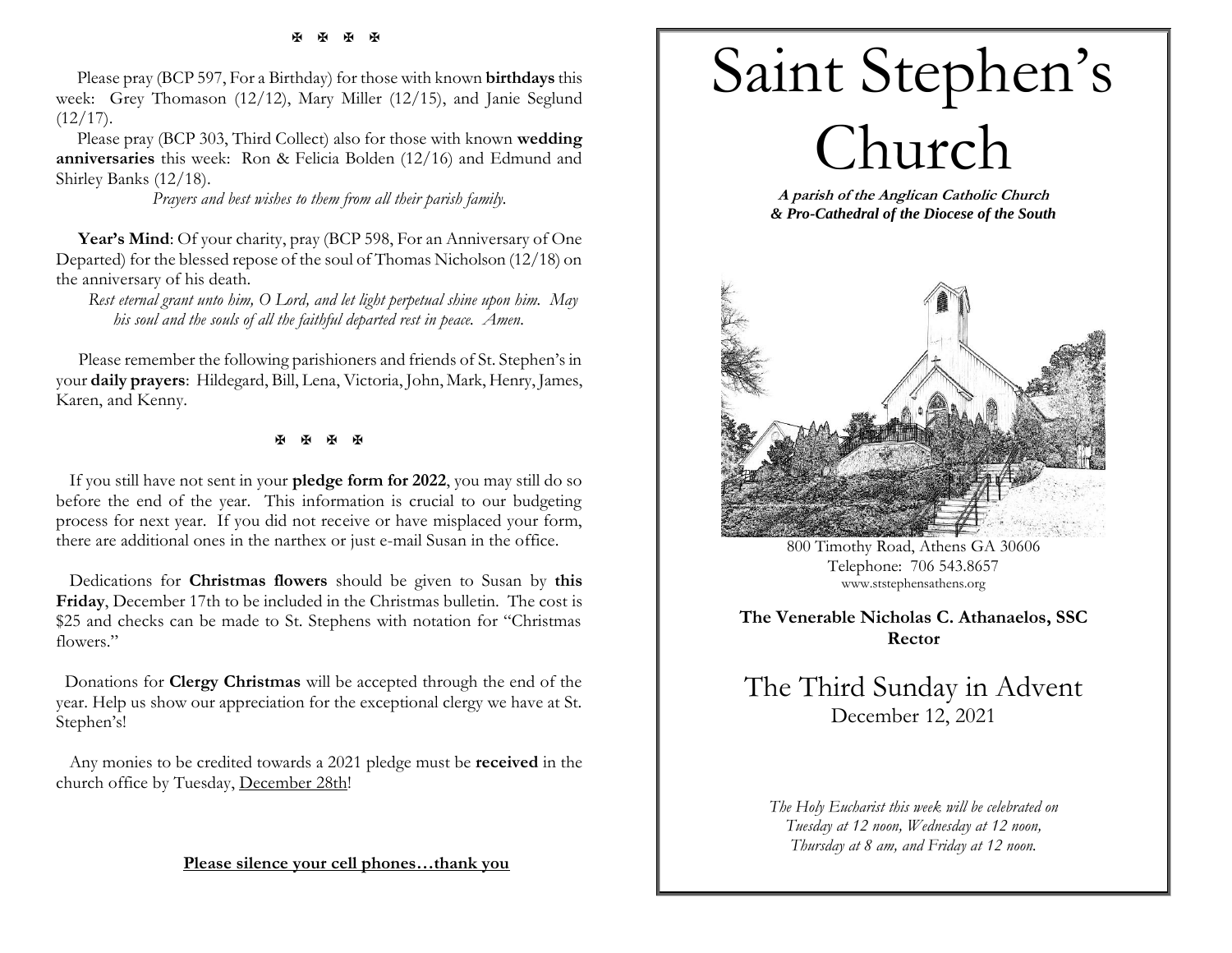✠ ✠ ✠ ✠

Please pray (BCP 597, For a Birthday) for those with known **birthdays** this week: Grey Thomason (12/12), Mary Miller (12/15), and Janie Seglund (12/17).

Please pray (BCP 303, Third Collect) also for those with known **wedding anniversaries** this week: Ron & Felicia Bolden (12/16) and Edmund and Shirley Banks (12/18).

*Prayers and best wishes to them from all their parish family.*

**Year's Mind**: Of your charity, pray (BCP 598, For an Anniversary of One Departed) for the blessed repose of the soul of Thomas Nicholson (12/18) on the anniversary of his death.

*Rest eternal grant unto him, O Lord, and let light perpetual shine upon him. May his soul and the souls of all the faithful departed rest in peace. Amen.*

Please remember the following parishioners and friends of St. Stephen's in your **daily prayers**: Hildegard, Bill, Lena, Victoria, John, Mark, Henry, James, Karen, and Kenny.

✠ ✠ ✠ ✠

If you still have not sent in your **pledge form for 2022**, you may still do so before the end of the year. This information is crucial to our budgeting process for next year. If you did not receive or have misplaced your form, there are additional ones in the narthex or just e-mail Susan in the office.

Dedications for **Christmas flowers** should be given to Susan by **this Friday**, December 17th to be included in the Christmas bulletin. The cost is $25 and checks can be made to St. Stephens with notation for "Christmas flowers."

Donations for **Clergy Christmas** will be accepted through the end of the year. Help us show our appreciation for the exceptional clergy we have at St. Stephen's!

Any monies to be credited towards a 2021 pledge must be **received** in the church office by Tuesday, December 28th!

**Please silence your cell phones…thank you**

# Saint Stephen's Church

***A parish of the Anglican Catholic Church***
***& Pro-Cathedral of the Diocese of the South***

800 Timothy Road, Athens GA 30606
Telephone: 706 543.8657
www.ststephensathens.org

**The Venerable Nicholas C. Athanaelos, SSC**
**Rector**

## The Third Sunday in Advent
December 12, 2021

*The Holy Eucharist this week will be celebrated on Tuesday at 12 noon, Wednesday at 12 noon, Thursday at 8 am, and Friday at 12 noon.*